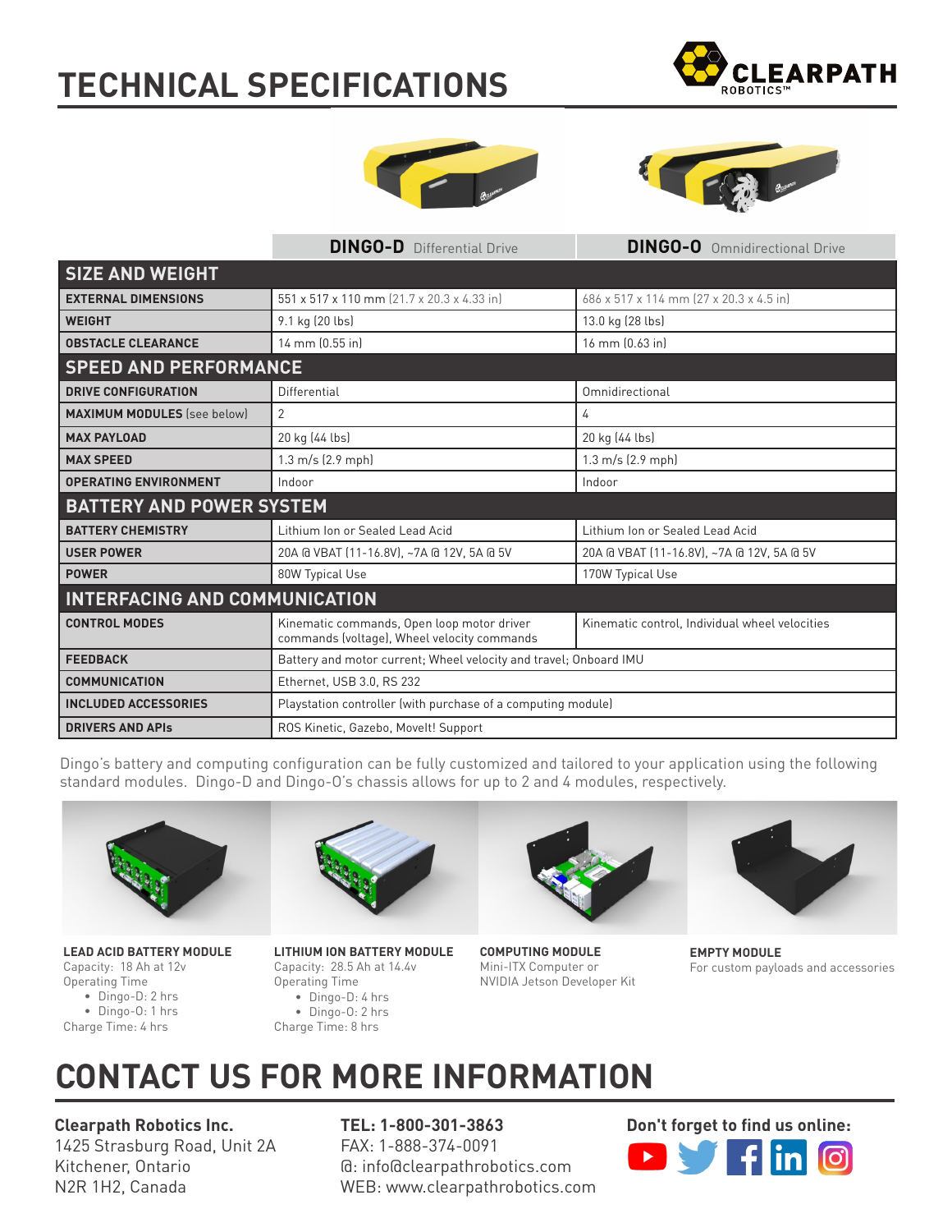# TECHNICAL SPECIFICATIONS

| | **DINGO-D** Differential Drive | **DINGO-O** Omnidirectional Drive |
|---|---|---|
| **SIZE AND WEIGHT** | | |
| EXTERNAL DIMENSIONS | 551 x 517 x 110 mm (21.7 x 20.3 x 4.33 in) | 686 x 517 x 114 mm (27 x 20.3 x 4.5 in) |
| WEIGHT | 9.1 kg (20 lbs) | 13.0 kg (28 lbs) |
| OBSTACLE CLEARANCE | 14 mm (0.55 in) | 16 mm (0.63 in) |
| **SPEED AND PERFORMANCE** | | |
| DRIVE CONFIGURATION | Differential | Omnidirectional |
| MAXIMUM MODULES (see below) | 2 | 4 |
| MAX PAYLOAD | 20 kg (44 lbs) | 20 kg (44 lbs) |
| MAX SPEED | 1.3 m/s (2.9 mph) | 1.3 m/s (2.9 mph) |
| OPERATING ENVIRONMENT | Indoor | Indoor |
| **BATTERY AND POWER SYSTEM** | | |
| BATTERY CHEMISTRY | Lithium Ion or Sealed Lead Acid | Lithium Ion or Sealed Lead Acid |
| USER POWER | 20A @ VBAT (11-16.8V), ~7A @ 12V, 5A @ 5V | 20A @ VBAT (11-16.8V), ~7A @ 12V, 5A @ 5V |
| POWER | 80W Typical Use | 170W Typical Use |
| **INTERFACING AND COMMUNICATION** | | |
| CONTROL MODES | Kinematic commands, Open loop motor driver commands (voltage), Wheel velocity commands | Kinematic control, Individual wheel velocities |
| FEEDBACK | Battery and motor current; Wheel velocity and travel; Onboard IMU | |
| COMMUNICATION | Ethernet, USB 3.0, RS 232 | |
| INCLUDED ACCESSORIES | Playstation controller (with purchase of a computing module) | |
| DRIVERS AND APIs | ROS Kinetic, Gazebo, MoveIt! Support | |

Dingo's battery and computing configuration can be fully customized and tailored to your application using the following standard modules. Dingo-D and Dingo-O's chassis allows for up to 2 and 4 modules, respectively.

**LEAD ACID BATTERY MODULE**
Capacity: 18 Ah at 12v
Operating Time
- Dingo-D: 2 hrs
- Dingo-O: 1 hrs

Charge Time: 4 hrs

**LITHIUM ION BATTERY MODULE**
Capacity: 28.5 Ah at 14.4v
Operating Time
- Dingo-D: 4 hrs
- Dingo-O: 2 hrs

Charge Time: 8 hrs

**COMPUTING MODULE**
Mini-ITX Computer or
NVIDIA Jetson Developer Kit

**EMPTY MODULE**
For custom payloads and accessories

# CONTACT US FOR MORE INFORMATION

**Clearpath Robotics Inc.**
1425 Strasburg Road, Unit 2A
Kitchener, Ontario
N2R 1H2, Canada

**TEL: 1-800-301-3863**
FAX: 1-888-374-0091
@: info@clearpathrobotics.com
WEB: www.clearpathrobotics.com

**Don't forget to find us online:**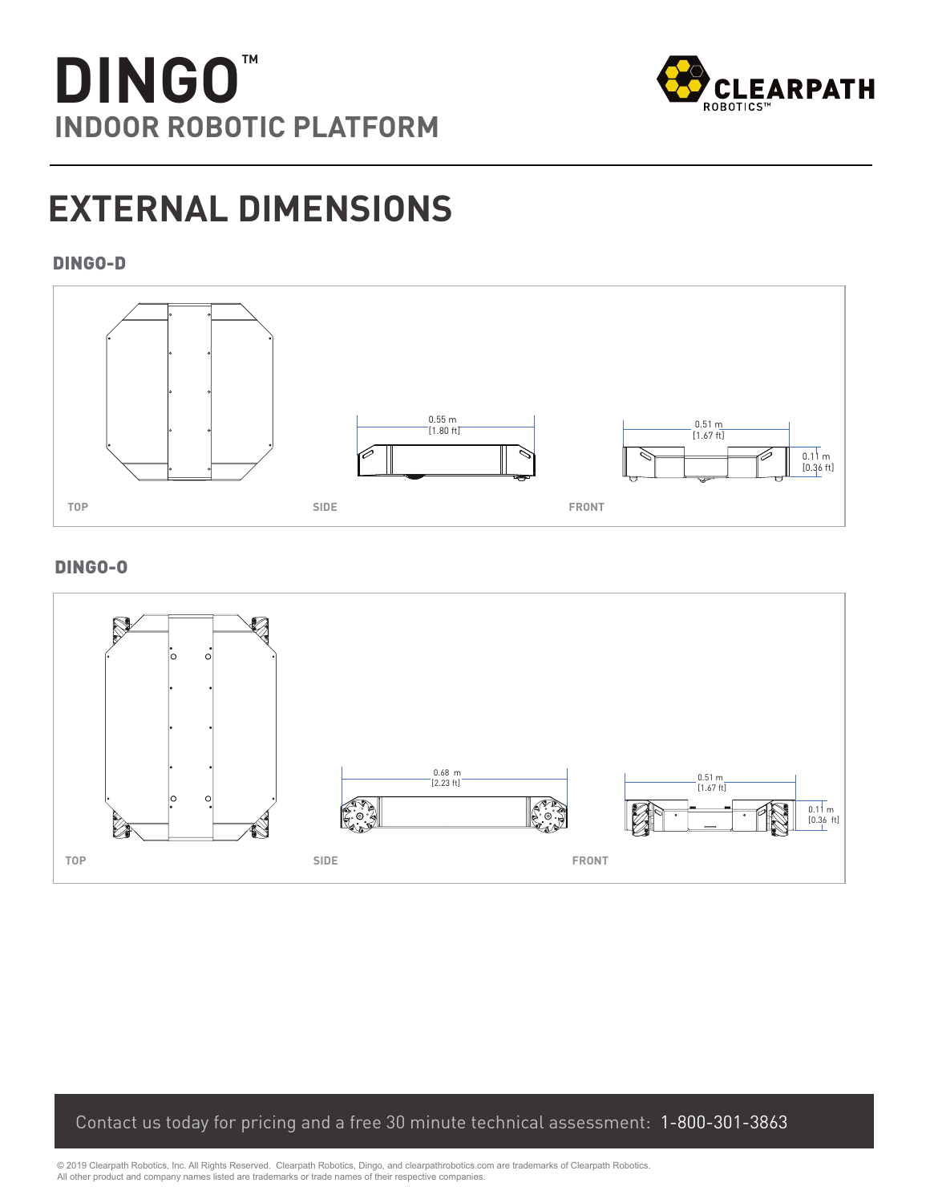# DINGO™

## INDOOR ROBOTIC PLATFORM

CLEARPATH ROBOTICS™

# EXTERNAL DIMENSIONS

### DINGO-D

0.55 m
[1.80 ft]

0.51 m
[1.67 ft]

0.11 m
[0.36 ft]

TOP

SIDE

FRONT

### DINGO-O

0.68 m
[2.23 ft]

0.51 m
[1.67 ft]

0.11 m
[0.36 ft]

TOP

SIDE

FRONT

Contact us today for pricing and a free 30 minute technical assessment: 1-800-301-3863

© 2019 Clearpath Robotics, Inc. All Rights Reserved. Clearpath Robotics, Dingo, and clearpathrobotics.com are trademarks of Clearpath Robotics.
All other product and company names listed are trademarks or trade names of their respective companies.